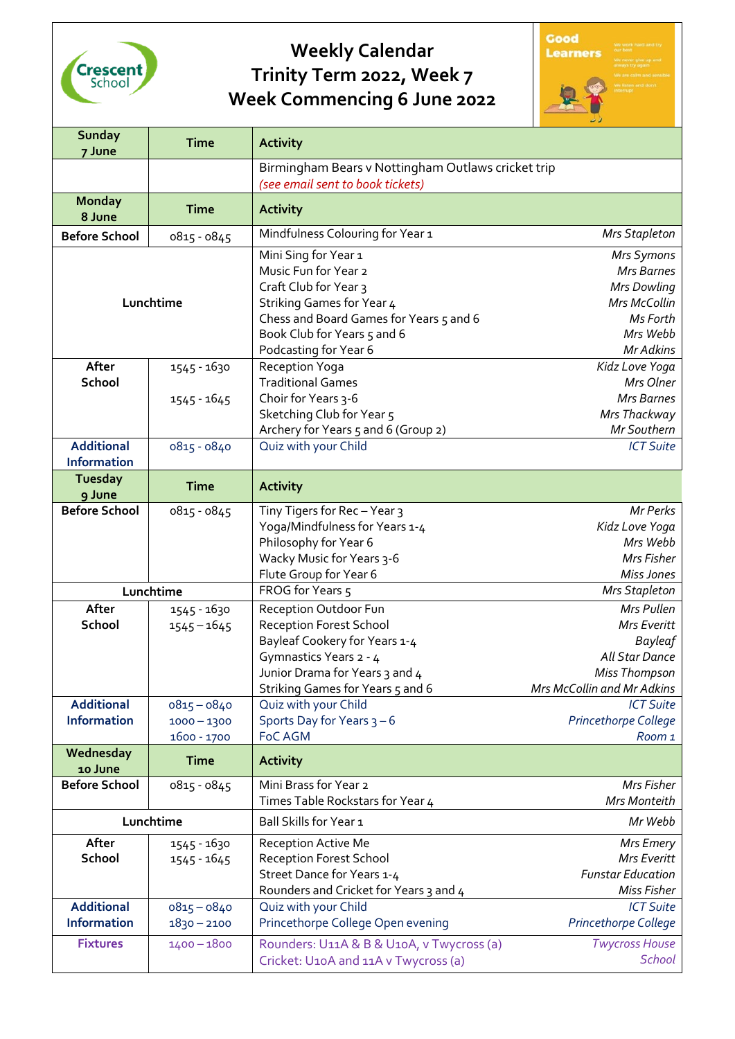# Weekly Calendar
## Trinity Term 2022, Week 7
## Week Commencing 6 June 2022

| Sunday 7 June | Time | Activity | |
|---|---|---|---|
| | | Birmingham Bears v Nottingham Outlaws cricket trip<br>*(see email sent to book tickets)* | |
| **Monday 8 June** | **Time** | **Activity** | |
| **Before School** | 0815 - 0845 | Mindfulness Colouring for Year 1 | *Mrs Stapleton* |
| **Lunchtime** | | Mini Sing for Year 1<br>Music Fun for Year 2<br>Craft Club for Year 3<br>Striking Games for Year 4<br>Chess and Board Games for Years 5 and 6<br>Book Club for Years 5 and 6<br>Podcasting for Year 6 | *Mrs Symons*<br>*Mrs Barnes*<br>*Mrs Dowling*<br>*Mrs McCollin*<br>*Ms Forth*<br>*Mrs Webb*<br>*Mr Adkins* |
| **After School** | 1545 - 1630<br><br>1545 - 1645 | Reception Yoga<br>Traditional Games<br>Choir for Years 3-6<br>Sketching Club for Year 5<br>Archery for Years 5 and 6 (Group 2) | *Kidz Love Yoga*<br>*Mrs Olner*<br>*Mrs Barnes*<br>*Mrs Thackway*<br>*Mr Southern* |
| **Additional Information** | 0815 - 0840 | Quiz with your Child | *ICT Suite* |
| **Tuesday 9 June** | **Time** | **Activity** | |
| **Before School** | 0815 - 0845 | Tiny Tigers for Rec – Year 3<br>Yoga/Mindfulness for Years 1-4<br>Philosophy for Year 6<br>Wacky Music for Years 3-6<br>Flute Group for Year 6 | *Mr Perks*<br>*Kidz Love Yoga*<br>*Mrs Webb*<br>*Mrs Fisher*<br>*Miss Jones* |
| **Lunchtime** | | FROG for Years 5 | *Mrs Stapleton* |
| **After School** | 1545 - 1630<br>1545 – 1645 | Reception Outdoor Fun<br>Reception Forest School<br>Bayleaf Cookery for Years 1-4<br>Gymnastics Years 2 - 4<br>Junior Drama for Years 3 and 4<br>Striking Games for Years 5 and 6 | *Mrs Pullen*<br>*Mrs Everitt*<br>*Bayleaf*<br>*All Star Dance*<br>*Miss Thompson*<br>*Mrs McCollin and Mr Adkins* |
| **Additional Information** | 0815 – 0840<br>1000 – 1300<br>1600 - 1700 | Quiz with your Child<br>Sports Day for Years 3 – 6<br>FoC AGM | *ICT Suite*<br>*Princethorpe College*<br>*Room 1* |
| **Wednesday 10 June** | **Time** | **Activity** | |
| **Before School** | 0815 - 0845 | Mini Brass for Year 2<br>Times Table Rockstars for Year 4 | *Mrs Fisher*<br>*Mrs Monteith* |
| **Lunchtime** | | Ball Skills for Year 1 | *Mr Webb* |
| **After School** | 1545 - 1630<br>1545 - 1645 | Reception Active Me<br>Reception Forest School<br>Street Dance for Years 1-4<br>Rounders and Cricket for Years 3 and 4 | *Mrs Emery*<br>*Mrs Everitt*<br>*Funstar Education*<br>*Miss Fisher* |
| **Additional Information** | 0815 – 0840<br>1830 – 2100 | Quiz with your Child<br>Princethorpe College Open evening | *ICT Suite*<br>*Princethorpe College* |
| **Fixtures** | 1400 – 1800 | Rounders: U11A & B & U10A, v Twycross (a)<br>Cricket: U10A and 11A v Twycross (a) | *Twycross House School* |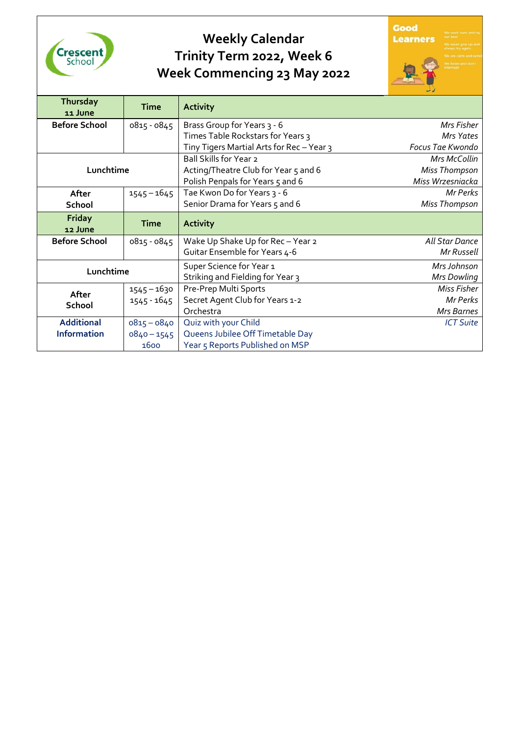# Weekly Calendar
# Trinity Term 2022, Week 6
# Week Commencing 23 May 2022

| Thursday 11 June | Time | Activity | |
|---|---|---|---|
| **Before School** | 0815 - 0845 | Brass Group for Years 3 - 6<br>Times Table Rockstars for Years 3<br>Tiny Tigers Martial Arts for Rec – Year 3 | *Mrs Fisher*<br>*Mrs Yates*<br>*Focus Tae Kwondo* |
| **Lunchtime** | | Ball Skills for Year 2<br>Acting/Theatre Club for Year 5 and 6<br>Polish Penpals for Years 5 and 6 | *Mrs McCollin*<br>*Miss Thompson*<br>*Miss Wrzesniacka* |
| **After School** | 1545 – 1645 | Tae Kwon Do for Years 3 - 6<br>Senior Drama for Years 5 and 6 | *Mr Perks*<br>*Miss Thompson* |
| **Friday 12 June** | **Time** | **Activity** | |
| **Before School** | 0815 - 0845 | Wake Up Shake Up for Rec – Year 2<br>Guitar Ensemble for Years 4-6 | *All Star Dance*<br>*Mr Russell* |
| **Lunchtime** | | Super Science for Year 1<br>Striking and Fielding for Year 3 | *Mrs Johnson*<br>*Mrs Dowling* |
| **After School** | 1545 – 1630<br>1545 - 1645 | Pre-Prep Multi Sports<br>Secret Agent Club for Years 1-2<br>Orchestra | *Miss Fisher*<br>*Mr Perks*<br>*Mrs Barnes* |
| **Additional Information** | 0815 – 0840<br>0840 – 1545<br>1600 | Quiz with your Child<br>Queens Jubilee Off Timetable Day<br>Year 5 Reports Published on MSP | *ICT Suite* |